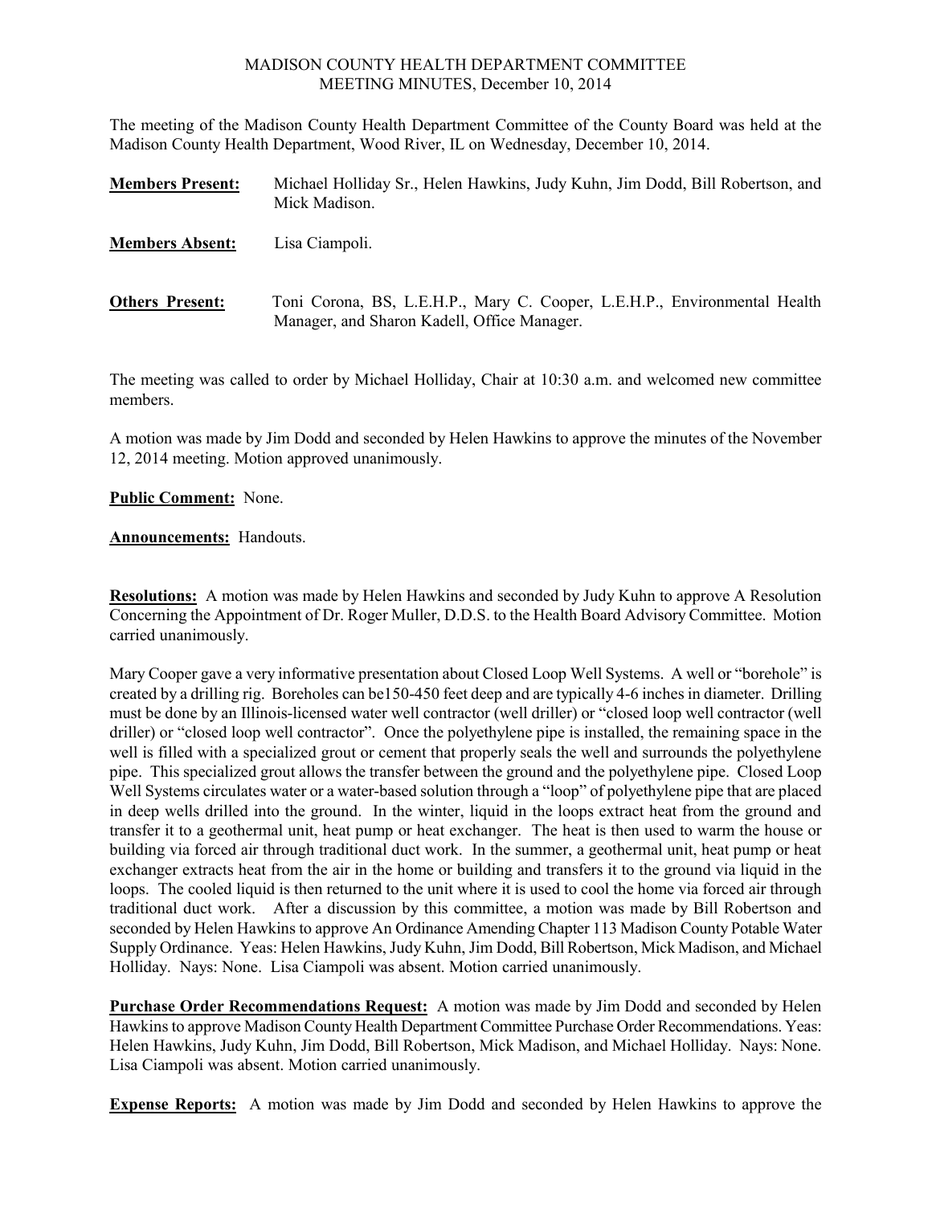MADISON COUNTY HEALTH DEPARTMENT COMMITTEE
MEETING MINUTES, December 10, 2014

The meeting of the Madison County Health Department Committee of the County Board was held at the Madison County Health Department, Wood River, IL on Wednesday, December 10, 2014.

**Members Present:** Michael Holliday Sr., Helen Hawkins, Judy Kuhn, Jim Dodd, Bill Robertson, and Mick Madison.

**Members Absent:** Lisa Ciampoli.

**Others Present:** Toni Corona, BS, L.E.H.P., Mary C. Cooper, L.E.H.P., Environmental Health Manager, and Sharon Kadell, Office Manager.

The meeting was called to order by Michael Holliday, Chair at 10:30 a.m. and welcomed new committee members.

A motion was made by Jim Dodd and seconded by Helen Hawkins to approve the minutes of the November 12, 2014 meeting. Motion approved unanimously.

**Public Comment:** None.

**Announcements:** Handouts.

**Resolutions:** A motion was made by Helen Hawkins and seconded by Judy Kuhn to approve A Resolution Concerning the Appointment of Dr. Roger Muller, D.D.S. to the Health Board Advisory Committee. Motion carried unanimously.

Mary Cooper gave a very informative presentation about Closed Loop Well Systems. A well or "borehole" is created by a drilling rig. Boreholes can be150-450 feet deep and are typically 4-6 inches in diameter. Drilling must be done by an Illinois-licensed water well contractor (well driller) or "closed loop well contractor (well driller) or "closed loop well contractor". Once the polyethylene pipe is installed, the remaining space in the well is filled with a specialized grout or cement that properly seals the well and surrounds the polyethylene pipe. This specialized grout allows the transfer between the ground and the polyethylene pipe. Closed Loop Well Systems circulates water or a water-based solution through a "loop" of polyethylene pipe that are placed in deep wells drilled into the ground. In the winter, liquid in the loops extract heat from the ground and transfer it to a geothermal unit, heat pump or heat exchanger. The heat is then used to warm the house or building via forced air through traditional duct work. In the summer, a geothermal unit, heat pump or heat exchanger extracts heat from the air in the home or building and transfers it to the ground via liquid in the loops. The cooled liquid is then returned to the unit where it is used to cool the home via forced air through traditional duct work. After a discussion by this committee, a motion was made by Bill Robertson and seconded by Helen Hawkins to approve An Ordinance Amending Chapter 113 Madison County Potable Water Supply Ordinance. Yeas: Helen Hawkins, Judy Kuhn, Jim Dodd, Bill Robertson, Mick Madison, and Michael Holliday. Nays: None. Lisa Ciampoli was absent. Motion carried unanimously.

**Purchase Order Recommendations Request:** A motion was made by Jim Dodd and seconded by Helen Hawkins to approve Madison County Health Department Committee Purchase Order Recommendations. Yeas: Helen Hawkins, Judy Kuhn, Jim Dodd, Bill Robertson, Mick Madison, and Michael Holliday. Nays: None. Lisa Ciampoli was absent. Motion carried unanimously.

**Expense Reports:** A motion was made by Jim Dodd and seconded by Helen Hawkins to approve the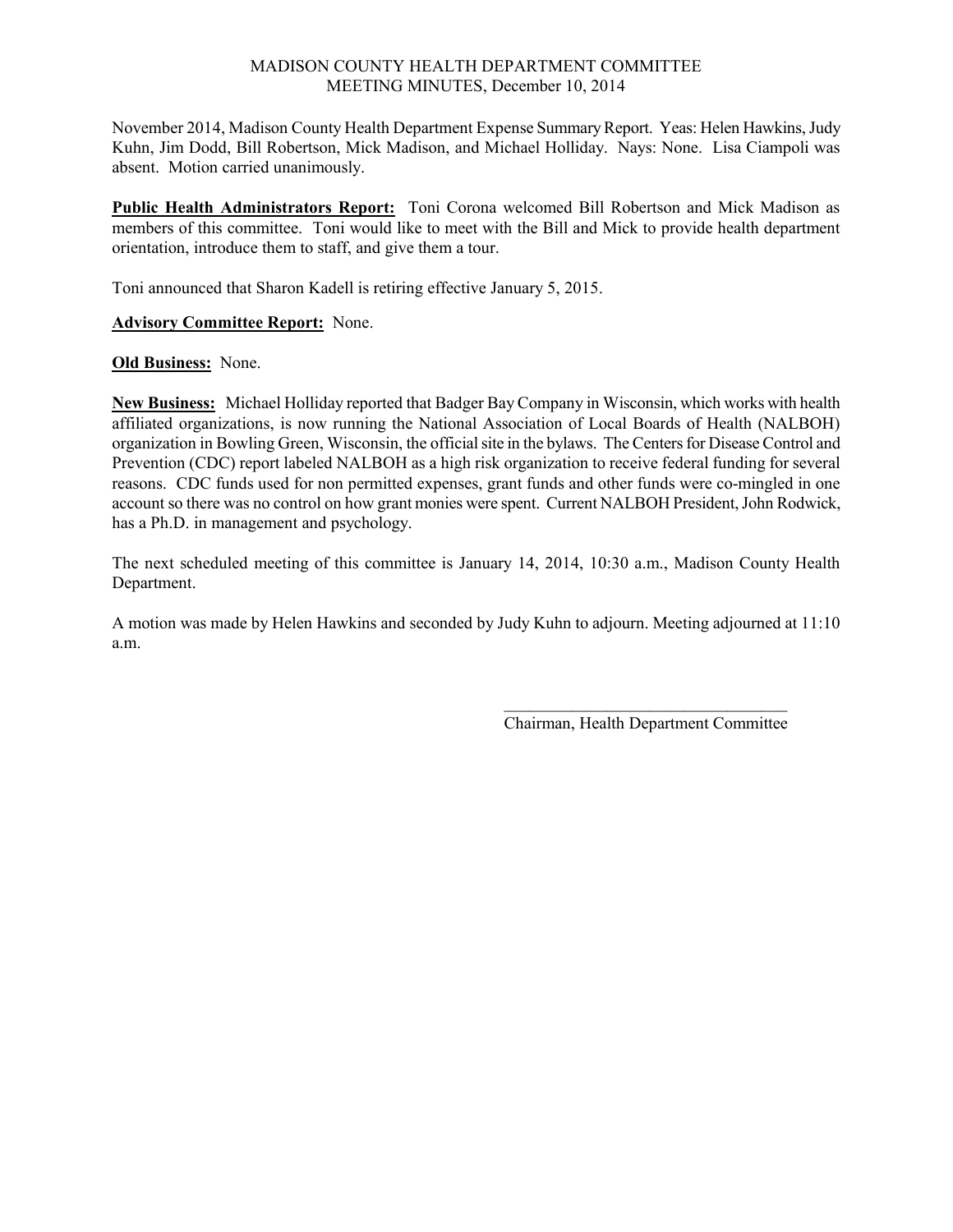MADISON COUNTY HEALTH DEPARTMENT COMMITTEE
MEETING MINUTES, December 10, 2014

November 2014, Madison County Health Department Expense Summary Report. Yeas: Helen Hawkins, Judy Kuhn, Jim Dodd, Bill Robertson, Mick Madison, and Michael Holliday. Nays: None. Lisa Ciampoli was absent. Motion carried unanimously.

**Public Health Administrators Report:** Toni Corona welcomed Bill Robertson and Mick Madison as members of this committee. Toni would like to meet with the Bill and Mick to provide health department orientation, introduce them to staff, and give them a tour.

Toni announced that Sharon Kadell is retiring effective January 5, 2015.

**Advisory Committee Report:** None.

**Old Business:** None.

**New Business:** Michael Holliday reported that Badger Bay Company in Wisconsin, which works with health affiliated organizations, is now running the National Association of Local Boards of Health (NALBOH) organization in Bowling Green, Wisconsin, the official site in the bylaws. The Centers for Disease Control and Prevention (CDC) report labeled NALBOH as a high risk organization to receive federal funding for several reasons. CDC funds used for non permitted expenses, grant funds and other funds were co-mingled in one account so there was no control on how grant monies were spent. Current NALBOH President, John Rodwick, has a Ph.D. in management and psychology.

The next scheduled meeting of this committee is January 14, 2014, 10:30 a.m., Madison County Health Department.

A motion was made by Helen Hawkins and seconded by Judy Kuhn to adjourn. Meeting adjourned at 11:10 a.m.

\_\_\_\_\_\_\_\_\_\_\_\_\_\_\_\_\_\_\_\_\_\_\_\_\_\_\_\_\_\_\_\_\_\_\_\_
Chairman, Health Department Committee